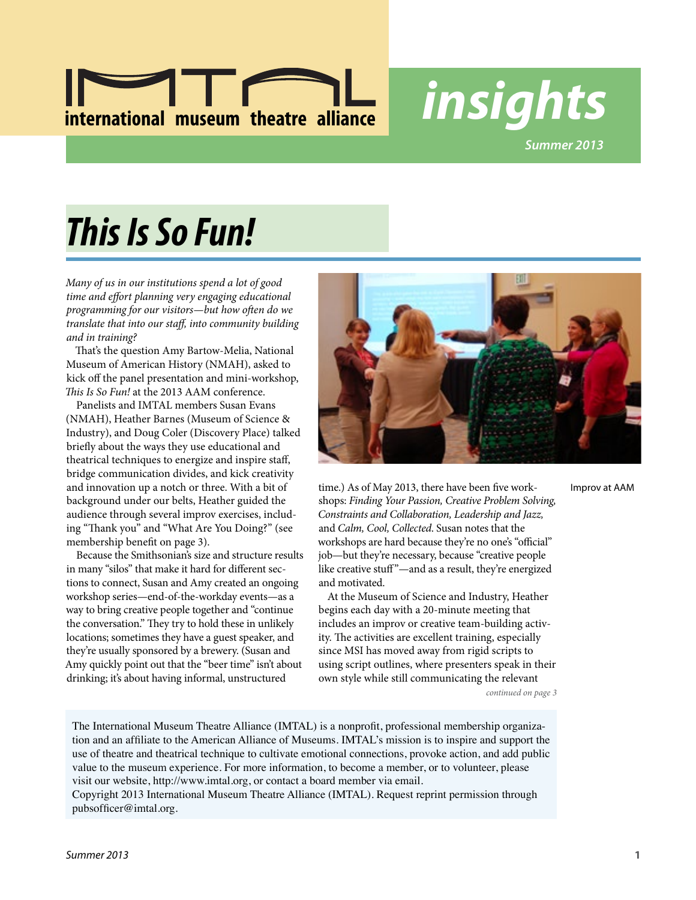# IMTAL international museum theatre alliance

# insights

*Summer 2013*

## This Is So Fun!

*Many of us in our institutions spend a lot of good time and effort planning very engaging educational programming for our visitors—but how often do we translate that into our staff, into community building and in training?*

That's the question Amy Bartow-Melia, National Museum of American History (NMAH), asked to kick off the panel presentation and mini-workshop, *This Is So Fun!* at the 2013 AAM conference.

Panelists and IMTAL members Susan Evans (NMAH), Heather Barnes (Museum of Science & Industry), and Doug Coler (Discovery Place) talked briefly about the ways they use educational and theatrical techniques to energize and inspire staff, bridge communication divides, and kick creativity and innovation up a notch or three. With a bit of background under our belts, Heather guided the audience through several improv exercises, including "Thank you" and "What Are You Doing?" (see membership benefit on page 3).

Because the Smithsonian's size and structure results in many "silos" that make it hard for different sections to connect, Susan and Amy created an ongoing workshop series—end-of-the-workday events—as a way to bring creative people together and "continue the conversation." They try to hold these in unlikely locations; sometimes they have a guest speaker, and they're usually sponsored by a brewery. (Susan and Amy quickly point out that the "beer time" isn't about drinking; it's about having informal, unstructured time.) As of May 2013, there have been five workshops: *Finding Your Passion, Creative Problem Solving, Constraints and Collaboration, Leadership and Jazz,* and *Calm, Cool, Collected*. Susan notes that the workshops are hard because they're no one's "official" job—but they're necessary, because "creative people like creative stuff"—and as a result, they're energized and motivated.

Improv at AAM

At the Museum of Science and Industry, Heather begins each day with a 20-minute meeting that includes an improv or creative team-building activity. The activities are excellent training, especially since MSI has moved away from rigid scripts to using script outlines, where presenters speak in their own style while still communicating the relevant

*continued on page 3*

The International Museum Theatre Alliance (IMTAL) is a nonprofit, professional membership organization and an affiliate to the American Alliance of Museums. IMTAL's mission is to inspire and support the use of theatre and theatrical technique to cultivate emotional connections, provoke action, and add public value to the museum experience. For more information, to become a member, or to volunteer, please visit our website, http://www.imtal.org, or contact a board member via email.
Copyright 2013 International Museum Theatre Alliance (IMTAL). Request reprint permission through pubsofficer@imtal.org.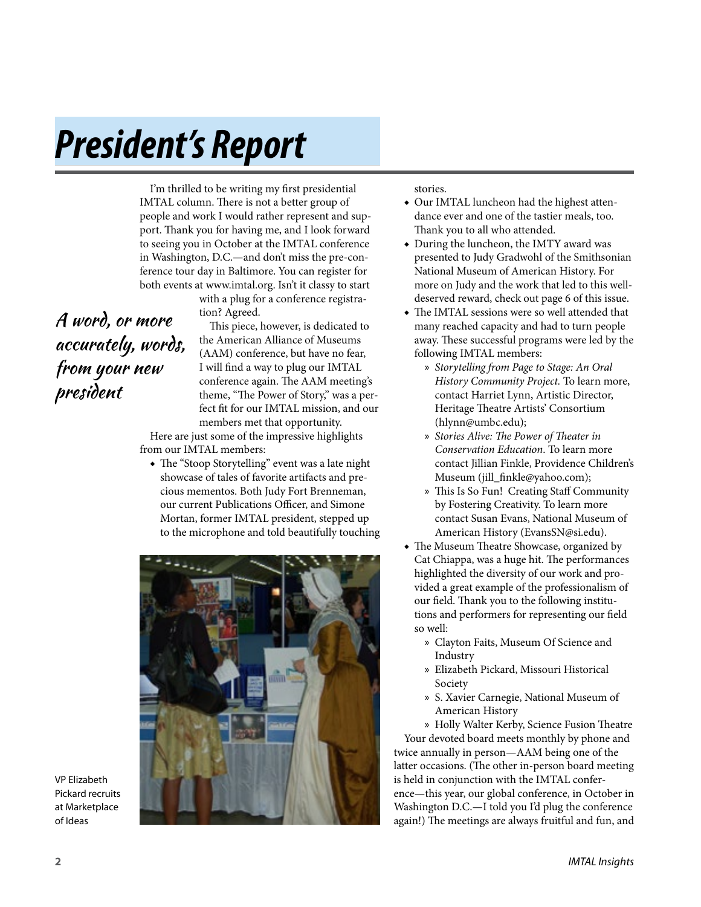# President's Report

*A word, or more accurately, words, from your new president*

I'm thrilled to be writing my first presidential IMTAL column. There is not a better group of people and work I would rather represent and support. Thank you for having me, and I look forward to seeing you in October at the IMTAL conference in Washington, D.C.—and don't miss the pre-conference tour day in Baltimore. You can register for both events at www.imtal.org. Isn't it classy to start with a plug for a conference registration? Agreed.

This piece, however, is dedicated to the American Alliance of Museums (AAM) conference, but have no fear, I will find a way to plug our IMTAL conference again. The AAM meeting's theme, "The Power of Story," was a perfect fit for our IMTAL mission, and our members met that opportunity.

Here are just some of the impressive highlights from our IMTAL members:

- The "Stoop Storytelling" event was a late night showcase of tales of favorite artifacts and precious mementos. Both Judy Fort Brenneman, our current Publications Officer, and Simone Mortan, former IMTAL president, stepped up to the microphone and told beautifully touching stories.
- Our IMTAL luncheon had the highest attendance ever and one of the tastier meals, too. Thank you to all who attended.
- During the luncheon, the IMTY award was presented to Judy Gradwohl of the Smithsonian National Museum of American History. For more on Judy and the work that led to this well-deserved reward, check out page 6 of this issue.
- The IMTAL sessions were so well attended that many reached capacity and had to turn people away. These successful programs were led by the following IMTAL members:
  - *Storytelling from Page to Stage: An Oral History Community Project.* To learn more, contact Harriet Lynn, Artistic Director, Heritage Theatre Artists' Consortium (hlynn@umbc.edu);
  - *Stories Alive: The Power of Theater in Conservation Education*. To learn more contact Jillian Finkle, Providence Children's Museum (jill_finkle@yahoo.com);
  - This Is So Fun! Creating Staff Community by Fostering Creativity. To learn more contact Susan Evans, National Museum of American History (EvansSN@si.edu).
- The Museum Theatre Showcase, organized by Cat Chiappa, was a huge hit. The performances highlighted the diversity of our work and provided a great example of the professionalism of our field. Thank you to the following institutions and performers for representing our field so well:
  - Clayton Faits, Museum Of Science and Industry
  - Elizabeth Pickard, Missouri Historical Society
  - S. Xavier Carnegie, National Museum of American History
  - Holly Walter Kerby, Science Fusion Theatre

Your devoted board meets monthly by phone and twice annually in person—AAM being one of the latter occasions. (The other in-person board meeting is held in conjunction with the IMTAL conference—this year, our global conference, in October in Washington D.C.—I told you I'd plug the conference again!) The meetings are always fruitful and fun, and

VP Elizabeth Pickard recruits at Marketplace of Ideas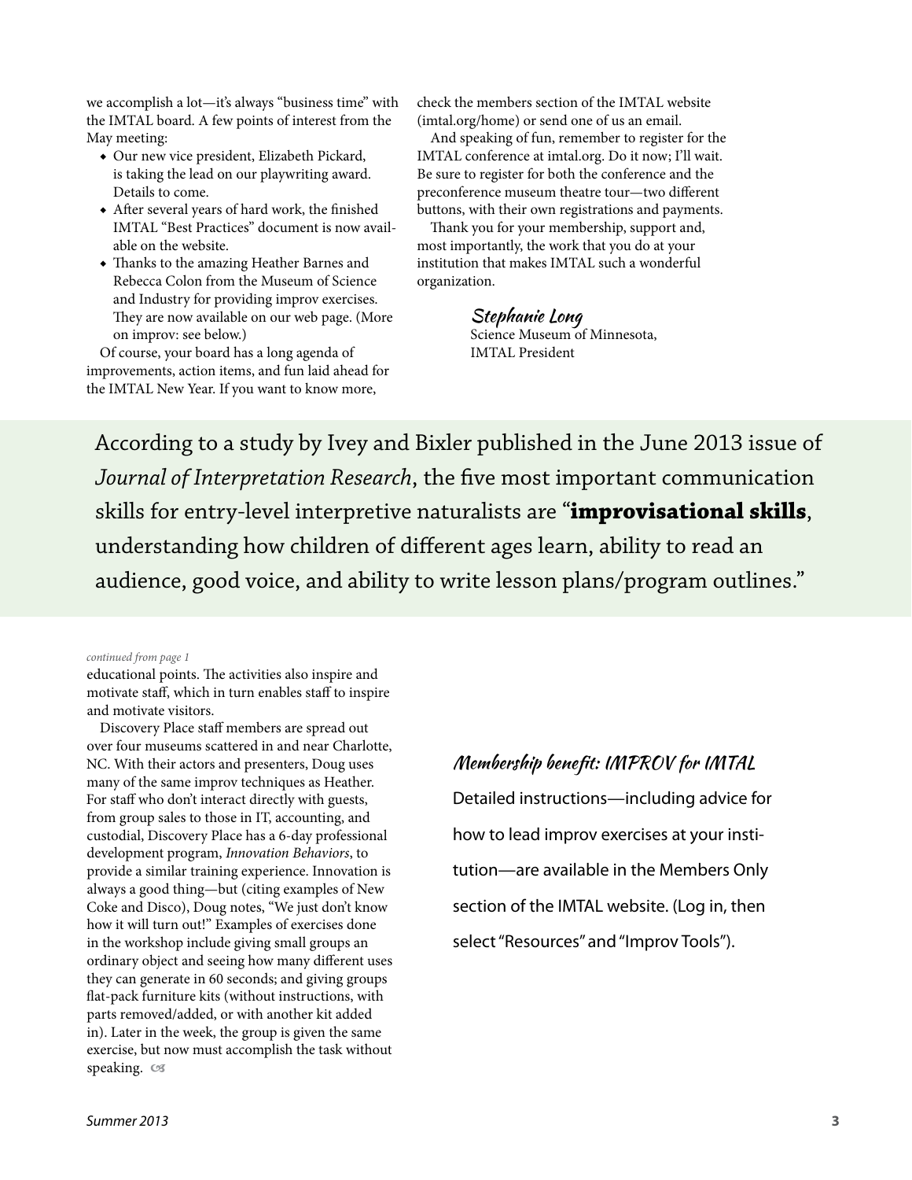we accomplish a lot—it's always "business time" with the IMTAL board. A few points of interest from the May meeting:

- Our new vice president, Elizabeth Pickard, is taking the lead on our playwriting award. Details to come.
- After several years of hard work, the finished IMTAL "Best Practices" document is now available on the website.
- Thanks to the amazing Heather Barnes and Rebecca Colon from the Museum of Science and Industry for providing improv exercises. They are now available on our web page. (More on improv: see below.)

Of course, your board has a long agenda of improvements, action items, and fun laid ahead for the IMTAL New Year. If you want to know more, check the members section of the IMTAL website (imtal.org/home) or send one of us an email.

And speaking of fun, remember to register for the IMTAL conference at imtal.org. Do it now; I'll wait. Be sure to register for both the conference and the preconference museum theatre tour—two different buttons, with their own registrations and payments.

Thank you for your membership, support and, most importantly, the work that you do at your institution that makes IMTAL such a wonderful organization.

*Stephanie Long*
Science Museum of Minnesota,
IMTAL President

According to a study by Ivey and Bixler published in the June 2013 issue of *Journal of Interpretation Research*, the five most important communication skills for entry-level interpretive naturalists are "**improvisational skills**, understanding how children of different ages learn, ability to read an audience, good voice, and ability to write lesson plans/program outlines."

*continued from page 1*

educational points. The activities also inspire and motivate staff, which in turn enables staff to inspire and motivate visitors.

Discovery Place staff members are spread out over four museums scattered in and near Charlotte, NC. With their actors and presenters, Doug uses many of the same improv techniques as Heather. For staff who don't interact directly with guests, from group sales to those in IT, accounting, and custodial, Discovery Place has a 6-day professional development program, *Innovation Behaviors*, to provide a similar training experience. Innovation is always a good thing—but (citing examples of New Coke and Disco), Doug notes, "We just don't know how it will turn out!" Examples of exercises done in the workshop include giving small groups an ordinary object and seeing how many different uses they can generate in 60 seconds; and giving groups flat-pack furniture kits (without instructions, with parts removed/added, or with another kit added in). Later in the week, the group is given the same exercise, but now must accomplish the task without speaking.

### Membership benefit: IMPROV for IMTAL

Detailed instructions—including advice for how to lead improv exercises at your institution—are available in the Members Only section of the IMTAL website. (Log in, then select "Resources" and "Improv Tools").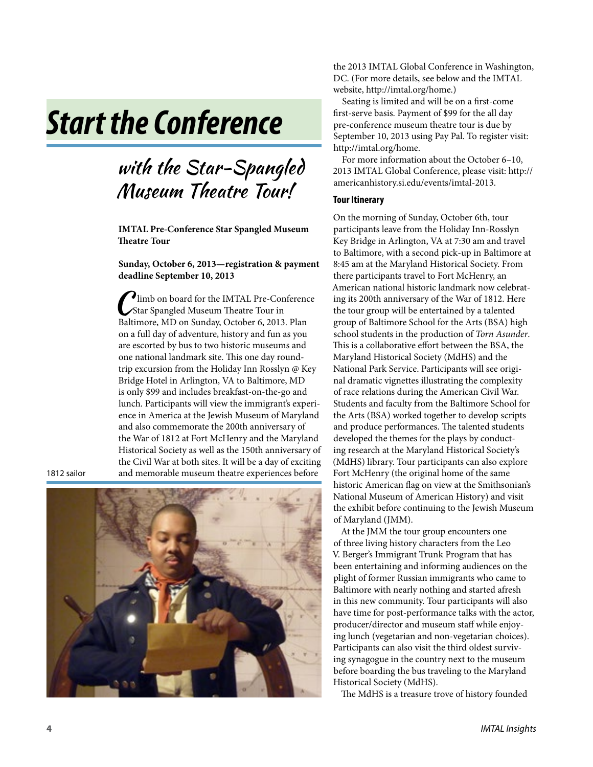# Start the Conference

## with the Star-Spangled Museum Theatre Tour!

**IMTAL Pre-Conference Star Spangled Museum Theatre Tour**

**Sunday, October 6, 2013—registration & payment deadline September 10, 2013**

Climb on board for the IMTAL Pre-Conference Star Spangled Museum Theatre Tour in Baltimore, MD on Sunday, October 6, 2013. Plan on a full day of adventure, history and fun as you are escorted by bus to two historic museums and one national landmark site. This one day round-trip excursion from the Holiday Inn Rosslyn @ Key Bridge Hotel in Arlington, VA to Baltimore, MD is only $99 and includes breakfast-on-the-go and lunch. Participants will view the immigrant's experience in America at the Jewish Museum of Maryland and also commemorate the 200th anniversary of the War of 1812 at Fort McHenry and the Maryland Historical Society as well as the 150th anniversary of the Civil War at both sites. It will be a day of exciting and memorable museum theatre experiences before the 2013 IMTAL Global Conference in Washington, DC. (For more details, see below and the IMTAL website, http://imtal.org/home.)

1812 sailor

Seating is limited and will be on a first-come first-serve basis. Payment of $99 for the all day pre-conference museum theatre tour is due by September 10, 2013 using Pay Pal. To register visit: http://imtal.org/home.

For more information about the October 6–10, 2013 IMTAL Global Conference, please visit: http://americanhistory.si.edu/events/imtal-2013.

### Tour Itinerary

On the morning of Sunday, October 6th, tour participants leave from the Holiday Inn-Rosslyn Key Bridge in Arlington, VA at 7:30 am and travel to Baltimore, with a second pick-up in Baltimore at 8:45 am at the Maryland Historical Society. From there participants travel to Fort McHenry, an American national historic landmark now celebrating its 200th anniversary of the War of 1812. Here the tour group will be entertained by a talented group of Baltimore School for the Arts (BSA) high school students in the production of *Torn Asunder*. This is a collaborative effort between the BSA, the Maryland Historical Society (MdHS) and the National Park Service. Participants will see original dramatic vignettes illustrating the complexity of race relations during the American Civil War. Students and faculty from the Baltimore School for the Arts (BSA) worked together to develop scripts and produce performances. The talented students developed the themes for the plays by conducting research at the Maryland Historical Society's (MdHS) library. Tour participants can also explore Fort McHenry (the original home of the same historic American flag on view at the Smithsonian's National Museum of American History) and visit the exhibit before continuing to the Jewish Museum of Maryland (JMM).

At the JMM the tour group encounters one of three living history characters from the Leo V. Berger's Immigrant Trunk Program that has been entertaining and informing audiences on the plight of former Russian immigrants who came to Baltimore with nearly nothing and started afresh in this new community. Tour participants will also have time for post-performance talks with the actor, producer/director and museum staff while enjoying lunch (vegetarian and non-vegetarian choices). Participants can also visit the third oldest surviving synagogue in the country next to the museum before boarding the bus traveling to the Maryland Historical Society (MdHS).

The MdHS is a treasure trove of history founded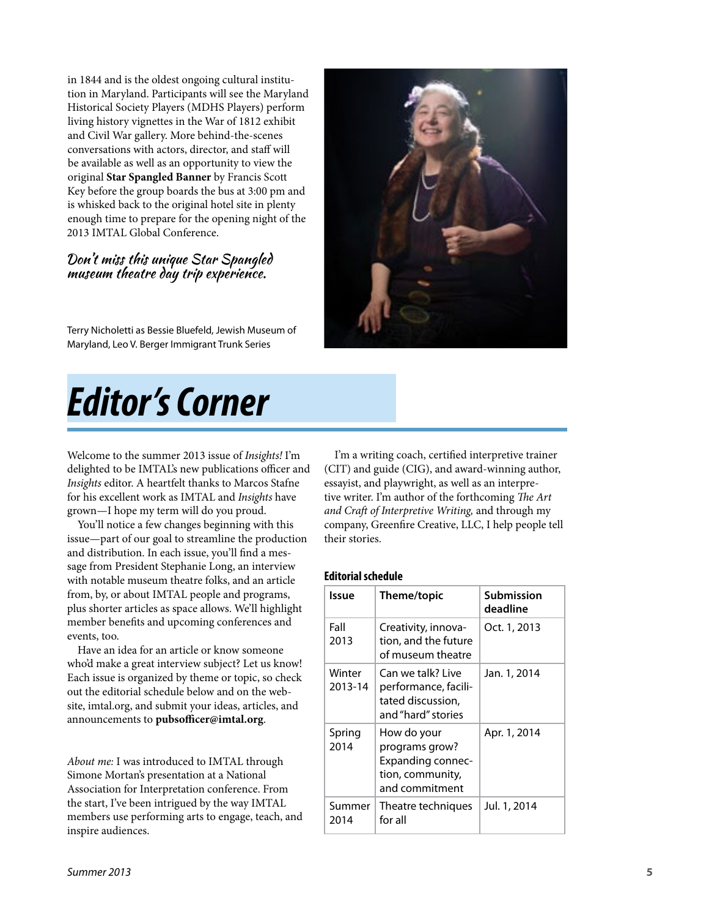in 1844 and is the oldest ongoing cultural institution in Maryland. Participants will see the Maryland Historical Society Players (MDHS Players) perform living history vignettes in the War of 1812 exhibit and Civil War gallery. More behind-the-scenes conversations with actors, director, and staff will be available as well as an opportunity to view the original **Star Spangled Banner** by Francis Scott Key before the group boards the bus at 3:00 pm and is whisked back to the original hotel site in plenty enough time to prepare for the opening night of the 2013 IMTAL Global Conference.

*Don't miss this unique Star Spangled museum theatre day trip experience.*

Terry Nicholetti as Bessie Bluefeld, Jewish Museum of Maryland, Leo V. Berger Immigrant Trunk Series

# *Editor's Corner*

Welcome to the summer 2013 issue of *Insights!* I'm delighted to be IMTAL's new publications officer and *Insights* editor. A heartfelt thanks to Marcos Stafne for his excellent work as IMTAL and *Insights* have grown—I hope my term will do you proud.

You'll notice a few changes beginning with this issue—part of our goal to streamline the production and distribution. In each issue, you'll find a message from President Stephanie Long, an interview with notable museum theatre folks, and an article from, by, or about IMTAL people and programs, plus shorter articles as space allows. We'll highlight member benefits and upcoming conferences and events, too.

Have an idea for an article or know someone who'd make a great interview subject? Let us know! Each issue is organized by theme or topic, so check out the editorial schedule below and on the website, imtal.org, and submit your ideas, articles, and announcements to **pubsofficer@imtal.org**.

*About me:* I was introduced to IMTAL through Simone Mortan's presentation at a National Association for Interpretation conference. From the start, I've been intrigued by the way IMTAL members use performing arts to engage, teach, and inspire audiences.

I'm a writing coach, certified interpretive trainer (CIT) and guide (CIG), and award-winning author, essayist, and playwright, as well as an interpretive writer. I'm author of the forthcoming *The Art and Craft of Interpretive Writing,* and through my company, Greenfire Creative, LLC, I help people tell their stories.

**Editorial schedule**

| Issue | Theme/topic | Submission deadline |
|---|---|---|
| Fall 2013 | Creativity, innovation, and the future of museum theatre | Oct. 1, 2013 |
| Winter 2013-14 | Can we talk? Live performance, facilitated discussion, and "hard" stories | Jan. 1, 2014 |
| Spring 2014 | How do your programs grow? Expanding connection, community, and commitment | Apr. 1, 2014 |
| Summer 2014 | Theatre techniques for all | Jul. 1, 2014 |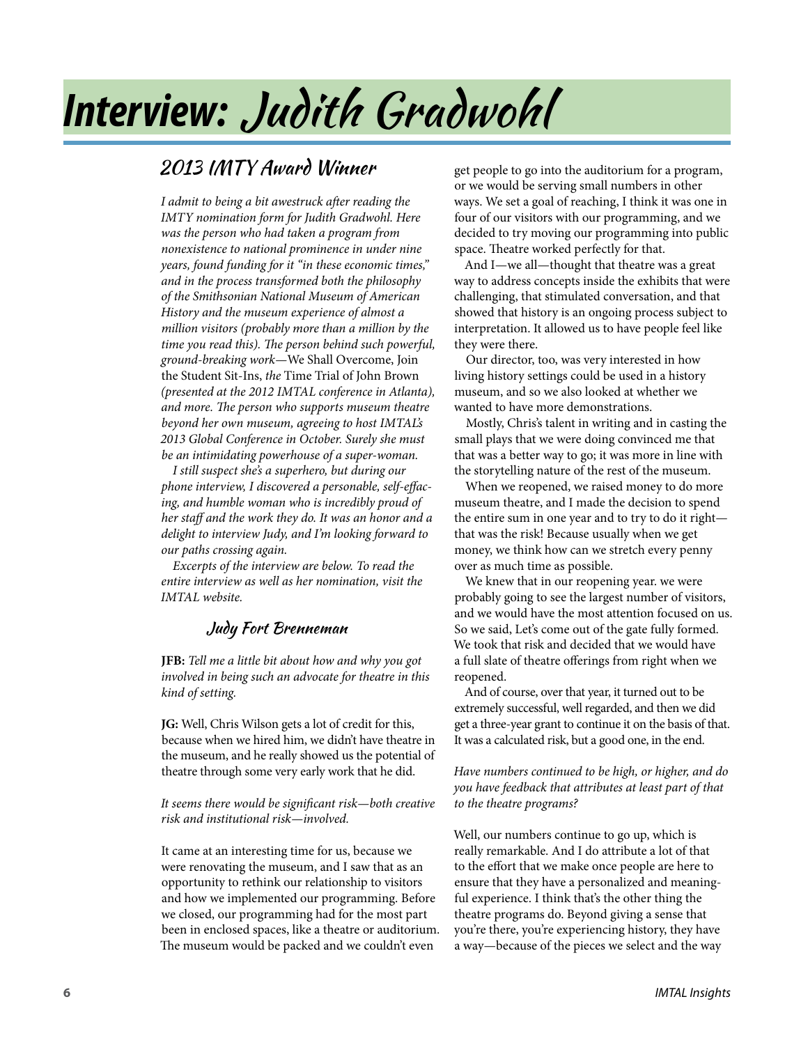# Interview: Judith Gradwohl

## 2013 IMTY Award Winner

*I admit to being a bit awestruck after reading the IMTY nomination form for Judith Gradwohl. Here was the person who had taken a program from nonexistence to national prominence in under nine years, found funding for it "in these economic times," and in the process transformed both the philosophy of the Smithsonian National Museum of American History and the museum experience of almost a million visitors (probably more than a million by the time you read this). The person behind such powerful, ground-breaking work—*We Shall Overcome, Join the Student Sit-Ins, *the* Time Trial of John Brown *(presented at the 2012 IMTAL conference in Atlanta), and more. The person who supports museum theatre beyond her own museum, agreeing to host IMTAL's 2013 Global Conference in October. Surely she must be an intimidating powerhouse of a super-woman.*

*I still suspect she's a superhero, but during our phone interview, I discovered a personable, self-effacing, and humble woman who is incredibly proud of her staff and the work they do. It was an honor and a delight to interview Judy, and I'm looking forward to our paths crossing again.*

*Excerpts of the interview are below. To read the entire interview as well as her nomination, visit the IMTAL website.*

### Judy Fort Brenneman

**JFB:** *Tell me a little bit about how and why you got involved in being such an advocate for theatre in this kind of setting.*

**JG:** Well, Chris Wilson gets a lot of credit for this, because when we hired him, we didn't have theatre in the museum, and he really showed us the potential of theatre through some very early work that he did.

*It seems there would be significant risk—both creative risk and institutional risk—involved.*

It came at an interesting time for us, because we were renovating the museum, and I saw that as an opportunity to rethink our relationship to visitors and how we implemented our programming. Before we closed, our programming had for the most part been in enclosed spaces, like a theatre or auditorium. The museum would be packed and we couldn't even get people to go into the auditorium for a program, or we would be serving small numbers in other ways. We set a goal of reaching, I think it was one in four of our visitors with our programming, and we decided to try moving our programming into public space. Theatre worked perfectly for that.

And I—we all—thought that theatre was a great way to address concepts inside the exhibits that were challenging, that stimulated conversation, and that showed that history is an ongoing process subject to interpretation. It allowed us to have people feel like they were there.

Our director, too, was very interested in how living history settings could be used in a history museum, and so we also looked at whether we wanted to have more demonstrations.

Mostly, Chris's talent in writing and in casting the small plays that we were doing convinced me that that was a better way to go; it was more in line with the storytelling nature of the rest of the museum.

When we reopened, we raised money to do more museum theatre, and I made the decision to spend the entire sum in one year and to try to do it right—that was the risk! Because usually when we get money, we think how can we stretch every penny over as much time as possible.

We knew that in our reopening year. we were probably going to see the largest number of visitors, and we would have the most attention focused on us. So we said, Let's come out of the gate fully formed. We took that risk and decided that we would have a full slate of theatre offerings from right when we reopened.

And of course, over that year, it turned out to be extremely successful, well regarded, and then we did get a three-year grant to continue it on the basis of that. It was a calculated risk, but a good one, in the end.

*Have numbers continued to be high, or higher, and do you have feedback that attributes at least part of that to the theatre programs?*

Well, our numbers continue to go up, which is really remarkable. And I do attribute a lot of that to the effort that we make once people are here to ensure that they have a personalized and meaningful experience. I think that's the other thing the theatre programs do. Beyond giving a sense that you're there, you're experiencing history, they have a way—because of the pieces we select and the way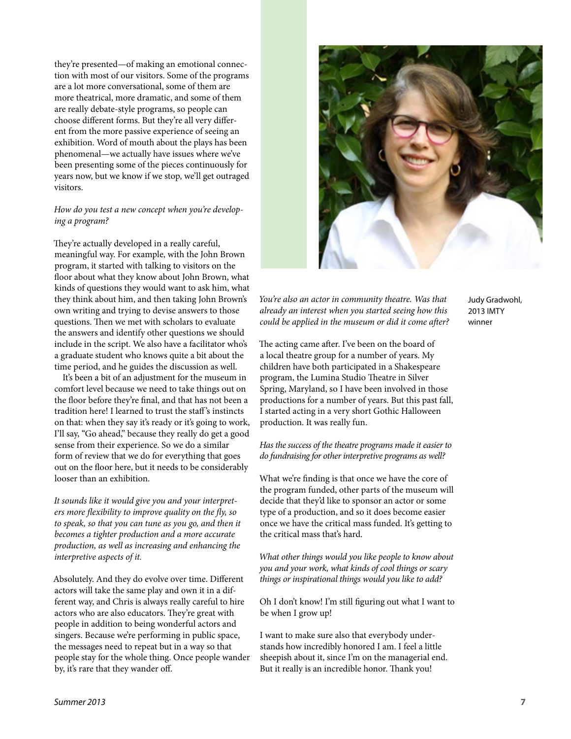they're presented—of making an emotional connection with most of our visitors. Some of the programs are a lot more conversational, some of them are more theatrical, more dramatic, and some of them are really debate-style programs, so people can choose different forms. But they're all very different from the more passive experience of seeing an exhibition. Word of mouth about the plays has been phenomenal—we actually have issues where we've been presenting some of the pieces continuously for years now, but we know if we stop, we'll get outraged visitors.

*How do you test a new concept when you're developing a program?*

They're actually developed in a really careful, meaningful way. For example, with the John Brown program, it started with talking to visitors on the floor about what they know about John Brown, what kinds of questions they would want to ask him, what they think about him, and then taking John Brown's own writing and trying to devise answers to those questions. Then we met with scholars to evaluate the answers and identify other questions we should include in the script. We also have a facilitator who's a graduate student who knows quite a bit about the time period, and he guides the discussion as well.

It's been a bit of an adjustment for the museum in comfort level because we need to take things out on the floor before they're final, and that has not been a tradition here! I learned to trust the staff's instincts on that: when they say it's ready or it's going to work, I'll say, "Go ahead," because they really do get a good sense from their experience. So we do a similar form of review that we do for everything that goes out on the floor here, but it needs to be considerably looser than an exhibition.

*It sounds like it would give you and your interpreters more flexibility to improve quality on the fly, so to speak, so that you can tune as you go, and then it becomes a tighter production and a more accurate production, as well as increasing and enhancing the interpretive aspects of it.*

Absolutely. And they do evolve over time. Different actors will take the same play and own it in a different way, and Chris is always really careful to hire actors who are also educators. They're great with people in addition to being wonderful actors and singers. Because we're performing in public space, the messages need to repeat but in a way so that people stay for the whole thing. Once people wander by, it's rare that they wander off.

Judy Gradwohl, 2013 IMTY winner

*You're also an actor in community theatre. Was that already an interest when you started seeing how this could be applied in the museum or did it come after?*

The acting came after. I've been on the board of a local theatre group for a number of years. My children have both participated in a Shakespeare program, the Lumina Studio Theatre in Silver Spring, Maryland, so I have been involved in those productions for a number of years. But this past fall, I started acting in a very short Gothic Halloween production. It was really fun.

*Has the success of the theatre programs made it easier to do fundraising for other interpretive programs as well?*

What we're finding is that once we have the core of the program funded, other parts of the museum will decide that they'd like to sponsor an actor or some type of a production, and so it does become easier once we have the critical mass funded. It's getting to the critical mass that's hard.

*What other things would you like people to know about you and your work, what kinds of cool things or scary things or inspirational things would you like to add?*

Oh I don't know! I'm still figuring out what I want to be when I grow up!

I want to make sure also that everybody understands how incredibly honored I am. I feel a little sheepish about it, since I'm on the managerial end. But it really is an incredible honor. Thank you!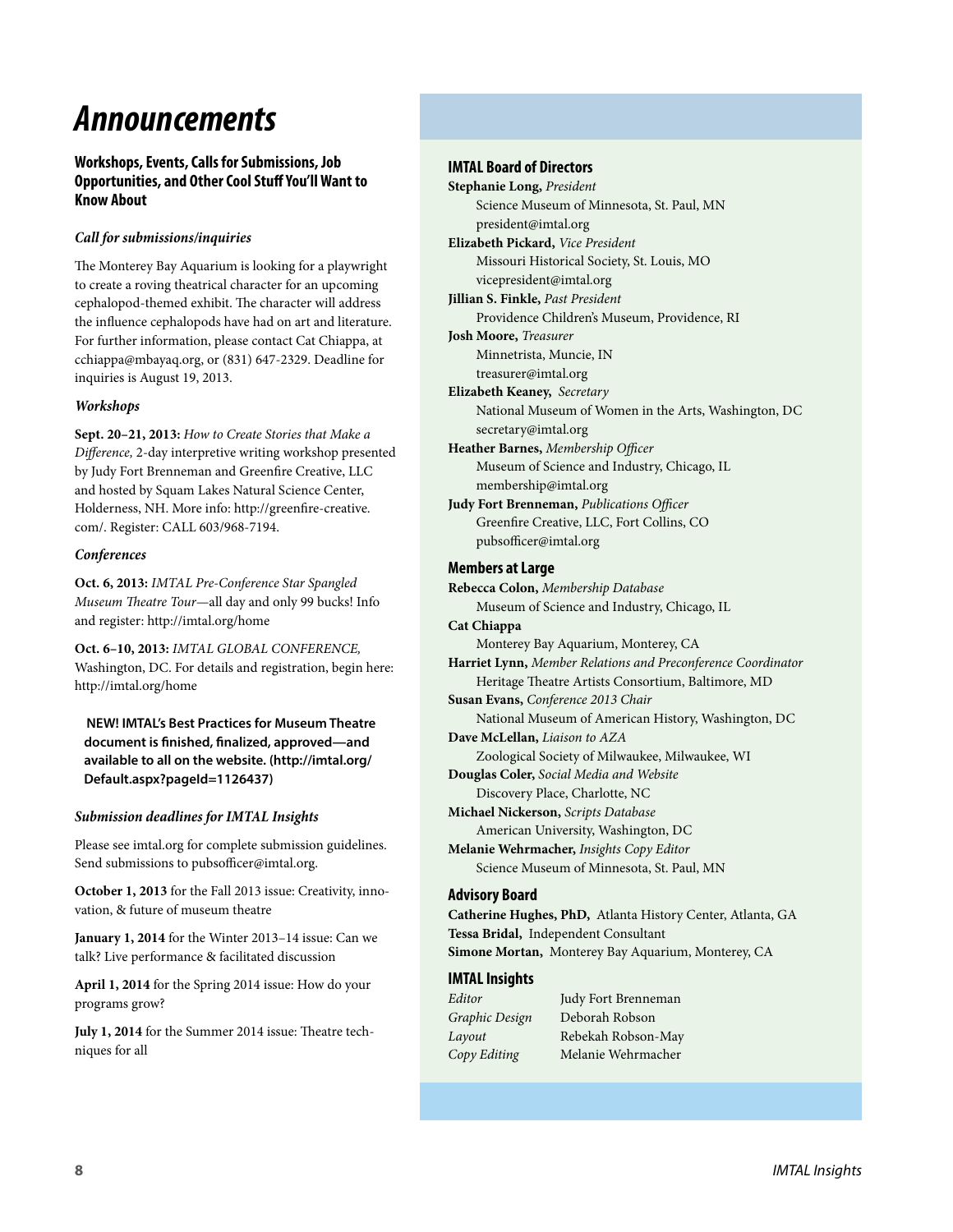# Announcements

## Workshops, Events, Calls for Submissions, Job Opportunities, and Other Cool Stuff You'll Want to Know About

### *Call for submissions/inquiries*

The Monterey Bay Aquarium is looking for a playwright to create a roving theatrical character for an upcoming cephalopod-themed exhibit. The character will address the influence cephalopods have had on art and literature. For further information, please contact Cat Chiappa, at cchiappa@mbayaq.org, or (831) 647-2329. Deadline for inquiries is August 19, 2013.

### *Workshops*

**Sept. 20–21, 2013:** *How to Create Stories that Make a Difference,* 2-day interpretive writing workshop presented by Judy Fort Brenneman and Greenfire Creative, LLC and hosted by Squam Lakes Natural Science Center, Holderness, NH. More info: http://greenfire-creative.com/. Register: CALL 603/968-7194.

### *Conferences*

**Oct. 6, 2013:** *IMTAL Pre-Conference Star Spangled Museum Theatre Tour*—all day and only 99 bucks! Info and register: http://imtal.org/home

**Oct. 6–10, 2013:** *IMTAL GLOBAL CONFERENCE,* Washington, DC. For details and registration, begin here: http://imtal.org/home

**NEW! IMTAL's Best Practices for Museum Theatre document is finished, finalized, approved—and available to all on the website. (http://imtal.org/Default.aspx?pageId=1126437)**

### *Submission deadlines for IMTAL Insights*

Please see imtal.org for complete submission guidelines. Send submissions to pubsofficer@imtal.org.

**October 1, 2013** for the Fall 2013 issue: Creativity, innovation, & future of museum theatre

**January 1, 2014** for the Winter 2013–14 issue: Can we talk? Live performance & facilitated discussion

**April 1, 2014** for the Spring 2014 issue: How do your programs grow?

**July 1, 2014** for the Summer 2014 issue: Theatre techniques for all

## IMTAL Board of Directors

**Stephanie Long,** *President*
Science Museum of Minnesota, St. Paul, MN
president@imtal.org

**Elizabeth Pickard,** *Vice President*
Missouri Historical Society, St. Louis, MO
vicepresident@imtal.org

**Jillian S. Finkle,** *Past President*
Providence Children's Museum, Providence, RI

**Josh Moore,** *Treasurer*
Minnetrista, Muncie, IN
treasurer@imtal.org

**Elizabeth Keaney,** *Secretary*
National Museum of Women in the Arts, Washington, DC
secretary@imtal.org

**Heather Barnes,** *Membership Officer*
Museum of Science and Industry, Chicago, IL
membership@imtal.org

**Judy Fort Brenneman,** *Publications Officer*
Greenfire Creative, LLC, Fort Collins, CO
pubsofficer@imtal.org

## Members at Large

**Rebecca Colon,** *Membership Database*
Museum of Science and Industry, Chicago, IL

**Cat Chiappa**
Monterey Bay Aquarium, Monterey, CA

**Harriet Lynn,** *Member Relations and Preconference Coordinator*
Heritage Theatre Artists Consortium, Baltimore, MD

**Susan Evans,** *Conference 2013 Chair*
National Museum of American History, Washington, DC

**Dave McLellan,** *Liaison to AZA*
Zoological Society of Milwaukee, Milwaukee, WI

**Douglas Coler,** *Social Media and Website*
Discovery Place, Charlotte, NC

**Michael Nickerson,** *Scripts Database*
American University, Washington, DC

**Melanie Wehrmacher,** *Insights Copy Editor*
Science Museum of Minnesota, St. Paul, MN

## Advisory Board

**Catherine Hughes, PhD,** Atlanta History Center, Atlanta, GA
**Tessa Bridal,** Independent Consultant
**Simone Mortan,** Monterey Bay Aquarium, Monterey, CA

## IMTAL Insights

| | |
|---|---|
| *Editor* | Judy Fort Brenneman |
| *Graphic Design* | Deborah Robson |
| *Layout* | Rebekah Robson-May |
| *Copy Editing* | Melanie Wehrmacher |